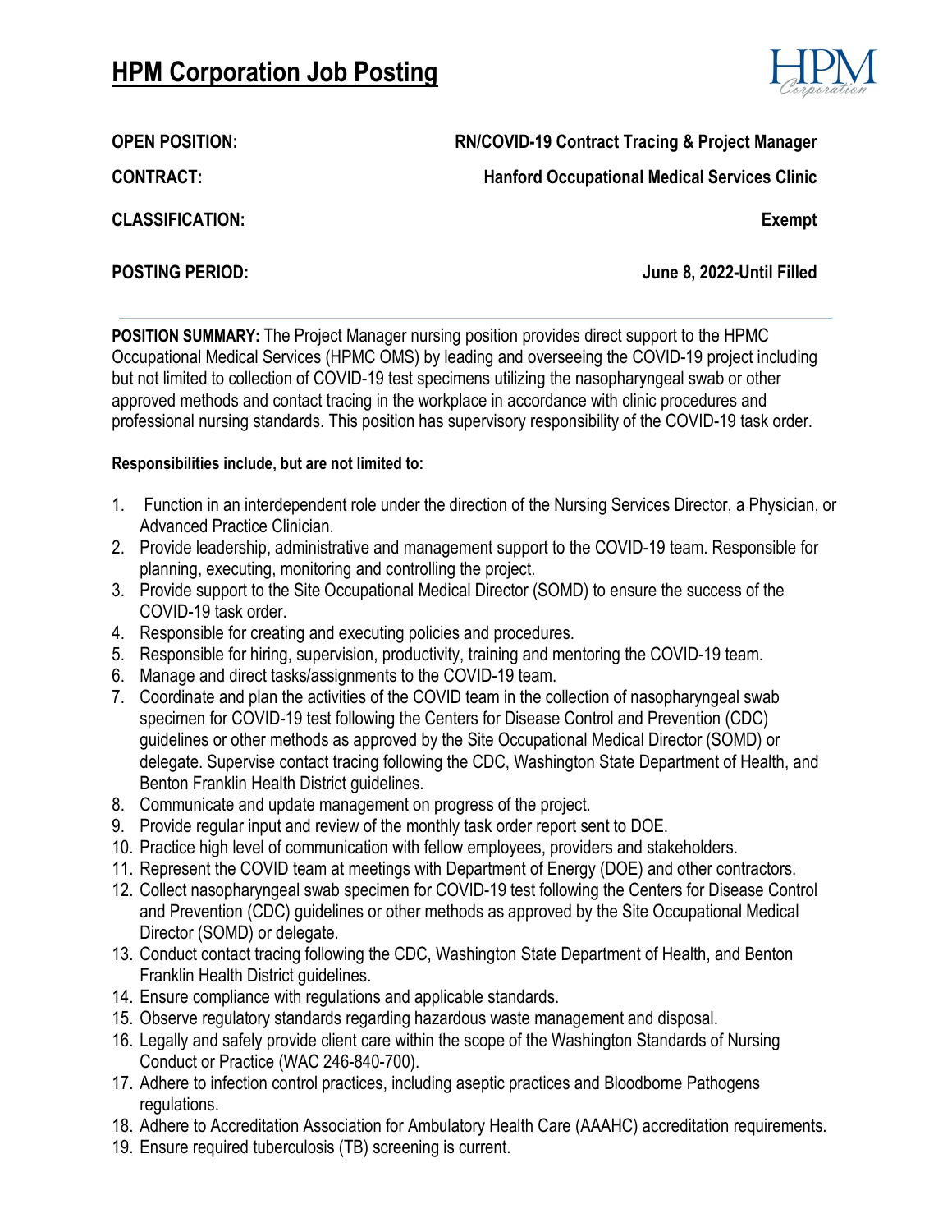# HPM Corporation Job Posting

**OPEN POSITION:** **RN/COVID-19 Contract Tracing & Project Manager**

**CONTRACT:** **Hanford Occupational Medical Services Clinic**

**CLASSIFICATION:** **Exempt**

**POSTING PERIOD:** **June 8, 2022-Until Filled**

---

**POSITION SUMMARY:** The Project Manager nursing position provides direct support to the HPMC Occupational Medical Services (HPMC OMS) by leading and overseeing the COVID-19 project including but not limited to collection of COVID-19 test specimens utilizing the nasopharyngeal swab or other approved methods and contact tracing in the workplace in accordance with clinic procedures and professional nursing standards. This position has supervisory responsibility of the COVID-19 task order.

**Responsibilities include, but are not limited to:**

1. Function in an interdependent role under the direction of the Nursing Services Director, a Physician, or Advanced Practice Clinician.
2. Provide leadership, administrative and management support to the COVID-19 team. Responsible for planning, executing, monitoring and controlling the project.
3. Provide support to the Site Occupational Medical Director (SOMD) to ensure the success of the COVID-19 task order.
4. Responsible for creating and executing policies and procedures.
5. Responsible for hiring, supervision, productivity, training and mentoring the COVID-19 team.
6. Manage and direct tasks/assignments to the COVID-19 team.
7. Coordinate and plan the activities of the COVID team in the collection of nasopharyngeal swab specimen for COVID-19 test following the Centers for Disease Control and Prevention (CDC) guidelines or other methods as approved by the Site Occupational Medical Director (SOMD) or delegate. Supervise contact tracing following the CDC, Washington State Department of Health, and Benton Franklin Health District guidelines.
8. Communicate and update management on progress of the project.
9. Provide regular input and review of the monthly task order report sent to DOE.
10. Practice high level of communication with fellow employees, providers and stakeholders.
11. Represent the COVID team at meetings with Department of Energy (DOE) and other contractors.
12. Collect nasopharyngeal swab specimen for COVID-19 test following the Centers for Disease Control and Prevention (CDC) guidelines or other methods as approved by the Site Occupational Medical Director (SOMD) or delegate.
13. Conduct contact tracing following the CDC, Washington State Department of Health, and Benton Franklin Health District guidelines.
14. Ensure compliance with regulations and applicable standards.
15. Observe regulatory standards regarding hazardous waste management and disposal.
16. Legally and safely provide client care within the scope of the Washington Standards of Nursing Conduct or Practice (WAC 246-840-700).
17. Adhere to infection control practices, including aseptic practices and Bloodborne Pathogens regulations.
18. Adhere to Accreditation Association for Ambulatory Health Care (AAAHC) accreditation requirements.
19. Ensure required tuberculosis (TB) screening is current.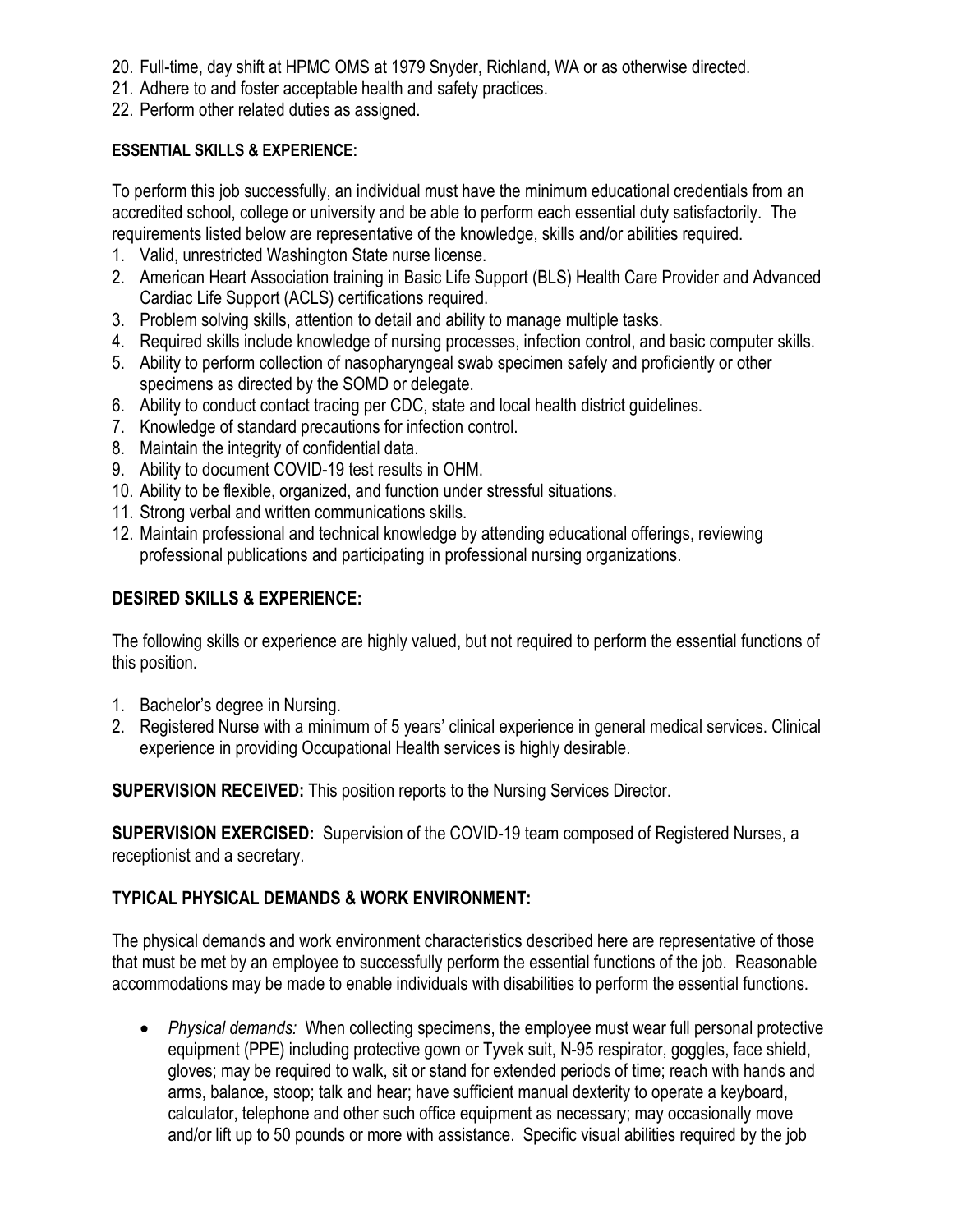20. Full-time, day shift at HPMC OMS at 1979 Snyder, Richland, WA or as otherwise directed.
21. Adhere to and foster acceptable health and safety practices.
22. Perform other related duties as assigned.

**ESSENTIAL SKILLS & EXPERIENCE:**

To perform this job successfully, an individual must have the minimum educational credentials from an accredited school, college or university and be able to perform each essential duty satisfactorily. The requirements listed below are representative of the knowledge, skills and/or abilities required.

1. Valid, unrestricted Washington State nurse license.
2. American Heart Association training in Basic Life Support (BLS) Health Care Provider and Advanced Cardiac Life Support (ACLS) certifications required.
3. Problem solving skills, attention to detail and ability to manage multiple tasks.
4. Required skills include knowledge of nursing processes, infection control, and basic computer skills.
5. Ability to perform collection of nasopharyngeal swab specimen safely and proficiently or other specimens as directed by the SOMD or delegate.
6. Ability to conduct contact tracing per CDC, state and local health district guidelines.
7. Knowledge of standard precautions for infection control.
8. Maintain the integrity of confidential data.
9. Ability to document COVID-19 test results in OHM.
10. Ability to be flexible, organized, and function under stressful situations.
11. Strong verbal and written communications skills.
12. Maintain professional and technical knowledge by attending educational offerings, reviewing professional publications and participating in professional nursing organizations.

## DESIRED SKILLS & EXPERIENCE:

The following skills or experience are highly valued, but not required to perform the essential functions of this position.

1. Bachelor's degree in Nursing.
2. Registered Nurse with a minimum of 5 years' clinical experience in general medical services. Clinical experience in providing Occupational Health services is highly desirable.

**SUPERVISION RECEIVED:** This position reports to the Nursing Services Director.

**SUPERVISION EXERCISED:** Supervision of the COVID-19 team composed of Registered Nurses, a receptionist and a secretary.

## TYPICAL PHYSICAL DEMANDS & WORK ENVIRONMENT:

The physical demands and work environment characteristics described here are representative of those that must be met by an employee to successfully perform the essential functions of the job. Reasonable accommodations may be made to enable individuals with disabilities to perform the essential functions.

- *Physical demands:* When collecting specimens, the employee must wear full personal protective equipment (PPE) including protective gown or Tyvek suit, N-95 respirator, goggles, face shield, gloves; may be required to walk, sit or stand for extended periods of time; reach with hands and arms, balance, stoop; talk and hear; have sufficient manual dexterity to operate a keyboard, calculator, telephone and other such office equipment as necessary; may occasionally move and/or lift up to 50 pounds or more with assistance. Specific visual abilities required by the job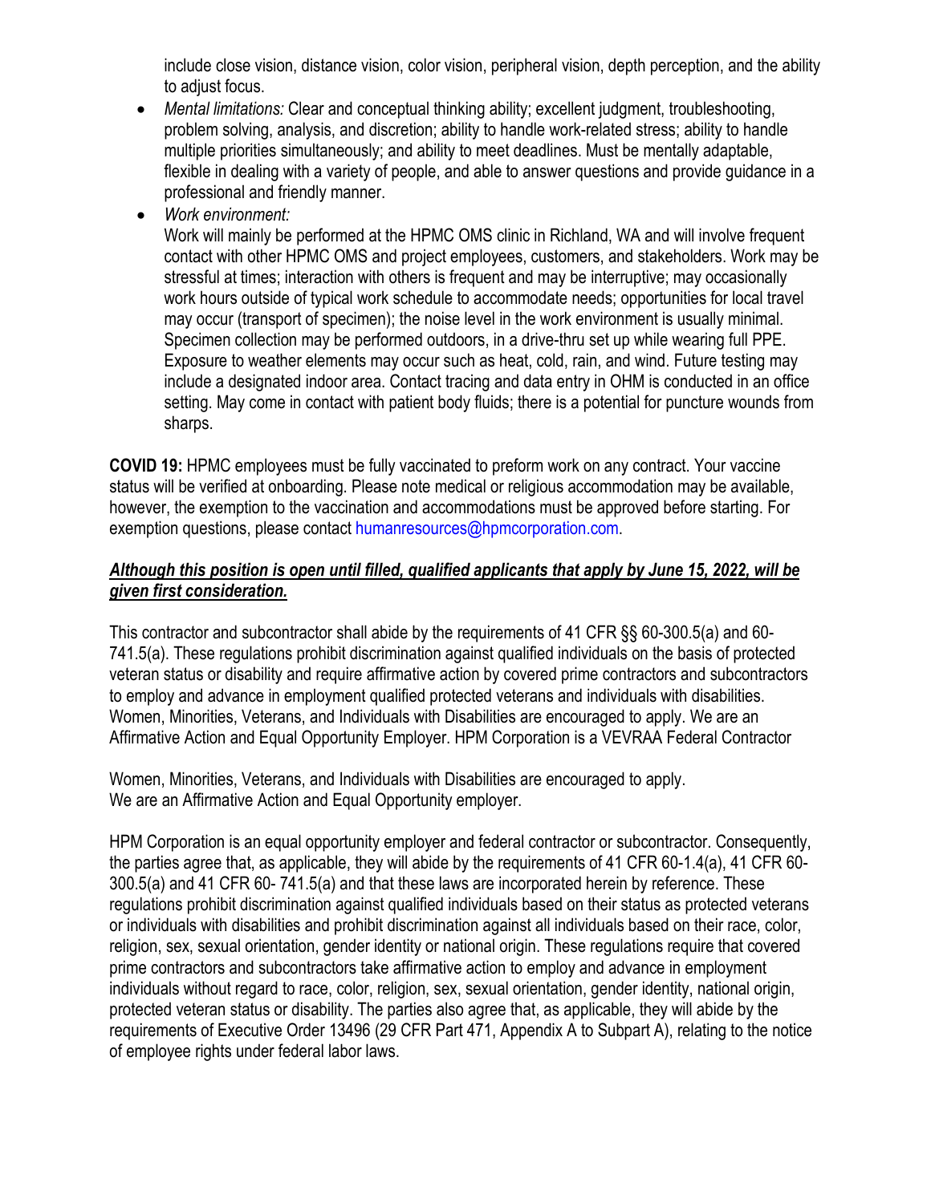include close vision, distance vision, color vision, peripheral vision, depth perception, and the ability to adjust focus.

- *Mental limitations:* Clear and conceptual thinking ability; excellent judgment, troubleshooting, problem solving, analysis, and discretion; ability to handle work-related stress; ability to handle multiple priorities simultaneously; and ability to meet deadlines. Must be mentally adaptable, flexible in dealing with a variety of people, and able to answer questions and provide guidance in a professional and friendly manner.
- *Work environment:*
  Work will mainly be performed at the HPMC OMS clinic in Richland, WA and will involve frequent contact with other HPMC OMS and project employees, customers, and stakeholders. Work may be stressful at times; interaction with others is frequent and may be interruptive; may occasionally work hours outside of typical work schedule to accommodate needs; opportunities for local travel may occur (transport of specimen); the noise level in the work environment is usually minimal. Specimen collection may be performed outdoors, in a drive-thru set up while wearing full PPE. Exposure to weather elements may occur such as heat, cold, rain, and wind. Future testing may include a designated indoor area. Contact tracing and data entry in OHM is conducted in an office setting. May come in contact with patient body fluids; there is a potential for puncture wounds from sharps.

**COVID 19:** HPMC employees must be fully vaccinated to preform work on any contract. Your vaccine status will be verified at onboarding. Please note medical or religious accommodation may be available, however, the exemption to the vaccination and accommodations must be approved before starting. For exemption questions, please contact humanresources@hpmcorporation.com.

***Although this position is open until filled, qualified applicants that apply by June 15, 2022, will be given first consideration.***

This contractor and subcontractor shall abide by the requirements of 41 CFR §§ 60-300.5(a) and 60-741.5(a). These regulations prohibit discrimination against qualified individuals on the basis of protected veteran status or disability and require affirmative action by covered prime contractors and subcontractors to employ and advance in employment qualified protected veterans and individuals with disabilities. Women, Minorities, Veterans, and Individuals with Disabilities are encouraged to apply. We are an Affirmative Action and Equal Opportunity Employer. HPM Corporation is a VEVRAA Federal Contractor

Women, Minorities, Veterans, and Individuals with Disabilities are encouraged to apply.
We are an Affirmative Action and Equal Opportunity employer.

HPM Corporation is an equal opportunity employer and federal contractor or subcontractor. Consequently, the parties agree that, as applicable, they will abide by the requirements of 41 CFR 60-1.4(a), 41 CFR 60-300.5(a) and 41 CFR 60- 741.5(a) and that these laws are incorporated herein by reference. These regulations prohibit discrimination against qualified individuals based on their status as protected veterans or individuals with disabilities and prohibit discrimination against all individuals based on their race, color, religion, sex, sexual orientation, gender identity or national origin. These regulations require that covered prime contractors and subcontractors take affirmative action to employ and advance in employment individuals without regard to race, color, religion, sex, sexual orientation, gender identity, national origin, protected veteran status or disability. The parties also agree that, as applicable, they will abide by the requirements of Executive Order 13496 (29 CFR Part 471, Appendix A to Subpart A), relating to the notice of employee rights under federal labor laws.